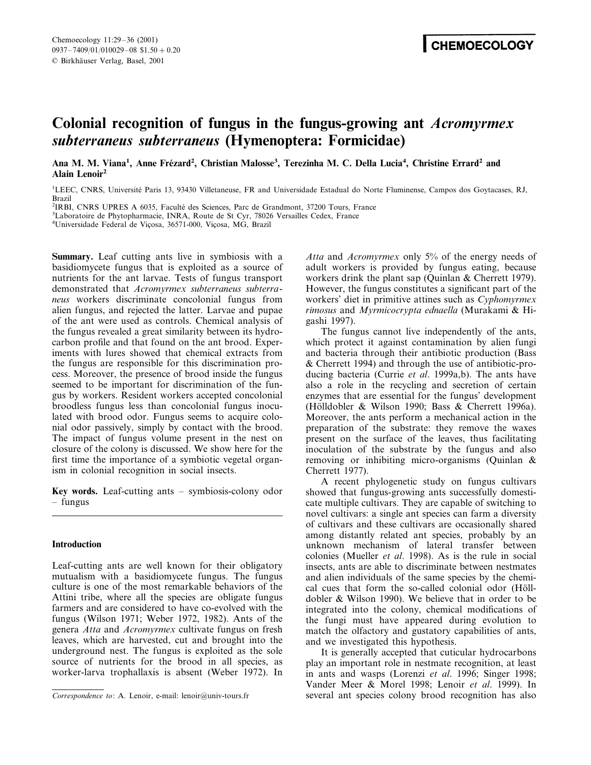# Colonial recognition of fungus in the fungus-growing ant *Acromyrmex subterraneus subterraneus* (Hymenoptera: Formicidae)

**Ana M. M. Viana[1], Anne Frézard[2], Christian Malosse[3], Terezinha M. C. Della Lucia[4], Christine Errard[2] and Alain Lenoir[2]**

[1]LEEC, CNRS, Université Paris 13, 93430 Villetaneuse, FR and Universidade Estadual do Norte Fluminense, Campos dos Goytacases, RJ, Brazil
[2]IRBI, CNRS UPRES A 6035, Faculté des Sciences, Parc de Grandmont, 37200 Tours, France
[3]Laboratoire de Phytopharmacie, INRA, Route de St Cyr, 78026 Versailles Cedex, France
[4]Universidade Federal de Viçosa, 36571-000, Viçosa, MG, Brazil

**Summary.** Leaf cutting ants live in symbiosis with a basidiomycete fungus that is exploited as a source of nutrients for the ant larvae. Tests of fungus transport demonstrated that *Acromyrmex subterraneus subterraneus* workers discriminate concolonial fungus from alien fungus, and rejected the latter. Larvae and pupae of the ant were used as controls. Chemical analysis of the fungus revealed a great similarity between its hydrocarbon profile and that found on the ant brood. Experiments with lures showed that chemical extracts from the fungus are responsible for this discrimination process. Moreover, the presence of brood inside the fungus seemed to be important for discrimination of the fungus by workers. Resident workers accepted concolonial broodless fungus less than concolonial fungus inoculated with brood odor. Fungus seems to acquire colonial odor passively, simply by contact with the brood. The impact of fungus volume present in the nest on closure of the colony is discussed. We show here for the first time the importance of a symbiotic vegetal organism in colonial recognition in social insects.

**Key words.** Leaf-cutting ants – symbiosis-colony odor – fungus

## Introduction

Leaf-cutting ants are well known for their obligatory mutualism with a basidiomycete fungus. The fungus culture is one of the most remarkable behaviors of the Attini tribe, where all the species are obligate fungus farmers and are considered to have co-evolved with the fungus (Wilson 1971; Weber 1972, 1982). Ants of the genera *Atta* and *Acromyrmex* cultivate fungus on fresh leaves, which are harvested, cut and brought into the underground nest. The fungus is exploited as the sole source of nutrients for the brood in all species, as worker-larva trophallaxis is absent (Weber 1972). In *Atta* and *Acromyrmex* only 5% of the energy needs of adult workers is provided by fungus eating, because workers drink the plant sap (Quinlan & Cherrett 1979). However, the fungus constitutes a significant part of the workers' diet in primitive attines such as *Cyphomyrmex rimosus* and *Myrmicocrypta ednaella* (Murakami & Higashi 1997).

The fungus cannot live independently of the ants, which protect it against contamination by alien fungi and bacteria through their antibiotic production (Bass & Cherrett 1994) and through the use of antibiotic-producing bacteria (Currie *et al*. 1999a,b). The ants have also a role in the recycling and secretion of certain enzymes that are essential for the fungus' development (Hölldobler & Wilson 1990; Bass & Cherrett 1996a). Moreover, the ants perform a mechanical action in the preparation of the substrate: they remove the waxes present on the surface of the leaves, thus facilitating inoculation of the substrate by the fungus and also removing or inhibiting micro-organisms (Quinlan & Cherrett 1977).

A recent phylogenetic study on fungus cultivars showed that fungus-growing ants successfully domesticate multiple cultivars. They are capable of switching to novel cultivars: a single ant species can farm a diversity of cultivars and these cultivars are occasionally shared among distantly related ant species, probably by an unknown mechanism of lateral transfer between colonies (Mueller *et al*. 1998). As is the rule in social insects, ants are able to discriminate between nestmates and alien individuals of the same species by the chemical cues that form the so-called colonial odor (Hölldobler & Wilson 1990). We believe that in order to be integrated into the colony, chemical modifications of the fungi must have appeared during evolution to match the olfactory and gustatory capabilities of ants, and we investigated this hypothesis.

It is generally accepted that cuticular hydrocarbons play an important role in nestmate recognition, at least in ants and wasps (Lorenzi *et al*. 1996; Singer 1998; Vander Meer & Morel 1998; Lenoir *et al*. 1999). In several ant species colony brood recognition has also

*Correspondence to*: A. Lenoir, e-mail: lenoir@univ-tours.fr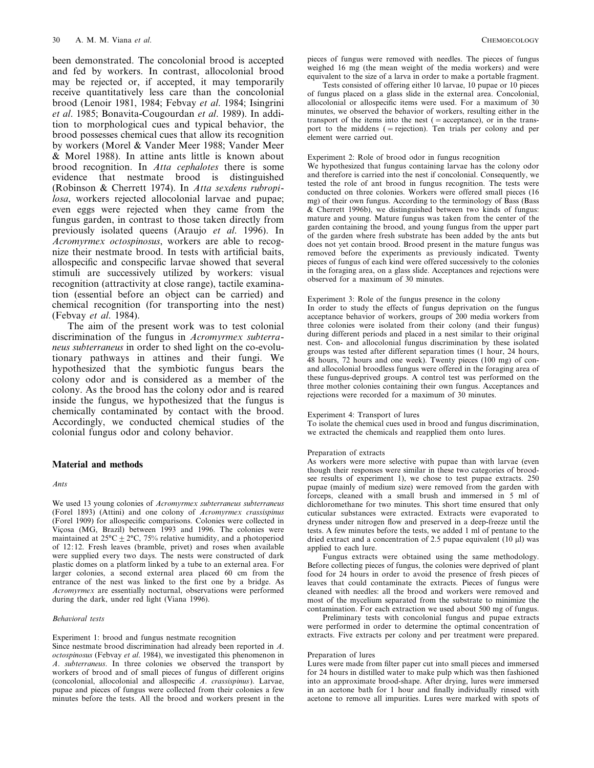been demonstrated. The concolonial brood is accepted and fed by workers. In contrast, allocolonial brood may be rejected or, if accepted, it may temporarily receive quantitatively less care than the concolonial brood (Lenoir 1981, 1984; Febvay *et al*. 1984; Isingrini *et al*. 1985; Bonavita-Cougourdan *et al*. 1989). In addition to morphological cues and typical behavior, the brood possesses chemical cues that allow its recognition by workers (Morel & Vander Meer 1988; Vander Meer & Morel 1988). In attine ants little is known about brood recognition. In *Atta cephalotes* there is some evidence that nestmate brood is distinguished (Robinson & Cherrett 1974). In *Atta sexdens rubropilosa*, workers rejected allocolonial larvae and pupae; even eggs were rejected when they came from the fungus garden, in contrast to those taken directly from previously isolated queens (Araujo *et al*. 1996). In *Acromyrmex octospinosus*, workers are able to recognize their nestmate brood. In tests with artificial baits, allospecific and conspecific larvae showed that several stimuli are successively utilized by workers: visual recognition (attractivity at close range), tactile examination (essential before an object can be carried) and chemical recognition (for transporting into the nest) (Febvay *et al*. 1984).

The aim of the present work was to test colonial discrimination of the fungus in *Acromyrmex subterraneus* in order to shed light on the co-evolutionary pathways in attines and their fungi. We hypothesized that the symbiotic fungus bears the colony odor and is considered as a member of the colony. As the brood has the colony odor and is reared inside the fungus, we hypothesized that the fungus is chemically contaminated by contact with the brood. Accordingly, we conducted chemical studies of the colonial fungus odor and colony behavior.

## Material and methods

### *Ants*

We used 13 young colonies of *Acromyrmex subterraneus subterraneus* (Forel 1893) (Attini) and one colony of *Acromyrmex crassispinus* (Forel 1909) for allospecific comparisons. Colonies were collected in Viçosa (MG, Brazil) between 1993 and 1996. The colonies were maintained at 25°C ± 2°C, 75% relative humidity, and a photoperiod of 12:12. Fresh leaves (bramble, privet) and roses when available were supplied every two days. The nests were constructed of dark plastic domes on a platform linked by a tube to an external area. For larger colonies, a second external area placed 60 cm from the entrance of the nest was linked to the first one by a bridge. As *Acromyrmex* are essentially nocturnal, observations were performed during the dark, under red light (Viana 1996).

### *Behavioral tests*

Experiment 1: brood and fungus nestmate recognition

Since nestmate brood discrimination had already been reported in *A. octospinosus* (Febvay *et al*. 1984), we investigated this phenomenon in *A. subterraneus*. In three colonies we observed the transport by workers of brood and of small pieces of fungus of different origins (concolonial, allocolonial and allospecific *A. crassispinus*). Larvae, pupae and pieces of fungus were collected from their colonies a few minutes before the tests. All the brood and workers present in the pieces of fungus were removed with needles. The pieces of fungus weighed 16 mg (the mean weight of the media workers) and were equivalent to the size of a larva in order to make a portable fragment.

Tests consisted of offering either 10 larvae, 10 pupae or 10 pieces of fungus placed on a glass slide in the external area. Concolonial, allocolonial or allospecific items were used. For a maximum of 30 minutes, we observed the behavior of workers, resulting either in the transport of the items into the nest (= acceptance), or in the transport to the middens (= rejection). Ten trials per colony and per element were carried out.

Experiment 2: Role of brood odor in fungus recognition

We hypothesized that fungus containing larvae has the colony odor and therefore is carried into the nest if concolonial. Consequently, we tested the role of ant brood in fungus recognition. The tests were conducted on three colonies. Workers were offered small pieces (16 mg) of their own fungus. According to the terminology of Bass (Bass & Cherrett 1996b), we distinguished between two kinds of fungus: mature and young. Mature fungus was taken from the center of the garden containing the brood, and young fungus from the upper part of the garden where fresh substrate has been added by the ants but does not yet contain brood. Brood present in the mature fungus was removed before the experiments as previously indicated. Twenty pieces of fungus of each kind were offered successively to the colonies in the foraging area, on a glass slide. Acceptances and rejections were observed for a maximum of 30 minutes.

Experiment 3: Role of the fungus presence in the colony

In order to study the effects of fungus deprivation on the fungus acceptance behavior of workers, groups of 200 media workers from three colonies were isolated from their colony (and their fungus) during different periods and placed in a nest similar to their original nest. Con- and allocolonial fungus discrimination by these isolated groups was tested after different separation times (1 hour, 24 hours, 48 hours, 72 hours and one week). Twenty pieces (100 mg) of con- and allocolonial broodless fungus were offered in the foraging area of these fungus-deprived groups. A control test was performed on the three mother colonies containing their own fungus. Acceptances and rejections were recorded for a maximum of 30 minutes.

Experiment 4: Transport of lures

To isolate the chemical cues used in brood and fungus discrimination, we extracted the chemicals and reapplied them onto lures.

Preparation of extracts

As workers were more selective with pupae than with larvae (even though their responses were similar in these two categories of brood-see results of experiment 1), we chose to test pupae extracts. 250 pupae (mainly of medium size) were removed from the garden with forceps, cleaned with a small brush and immersed in 5 ml of dichloromethane for two minutes. This short time ensured that only cuticular substances were extracted. Extracts were evaporated to dryness under nitrogen flow and preserved in a deep-freeze until the tests. A few minutes before the tests, we added 1 ml of pentane to the dried extract and a concentration of 2.5 pupae equivalent (10 µl) was applied to each lure.

Fungus extracts were obtained using the same methodology. Before collecting pieces of fungus, the colonies were deprived of plant food for 24 hours in order to avoid the presence of fresh pieces of leaves that could contaminate the extracts. Pieces of fungus were cleaned with needles: all the brood and workers were removed and most of the mycelium separated from the substrate to minimize the contamination. For each extraction we used about 500 mg of fungus.

Preliminary tests with concolonial fungus and pupae extracts were performed in order to determine the optimal concentration of extracts. Five extracts per colony and per treatment were prepared.

Preparation of lures

Lures were made from filter paper cut into small pieces and immersed for 24 hours in distilled water to make pulp which was then fashioned into an approximate brood-shape. After drying, lures were immersed in an acetone bath for 1 hour and finally individually rinsed with acetone to remove all impurities. Lures were marked with spots of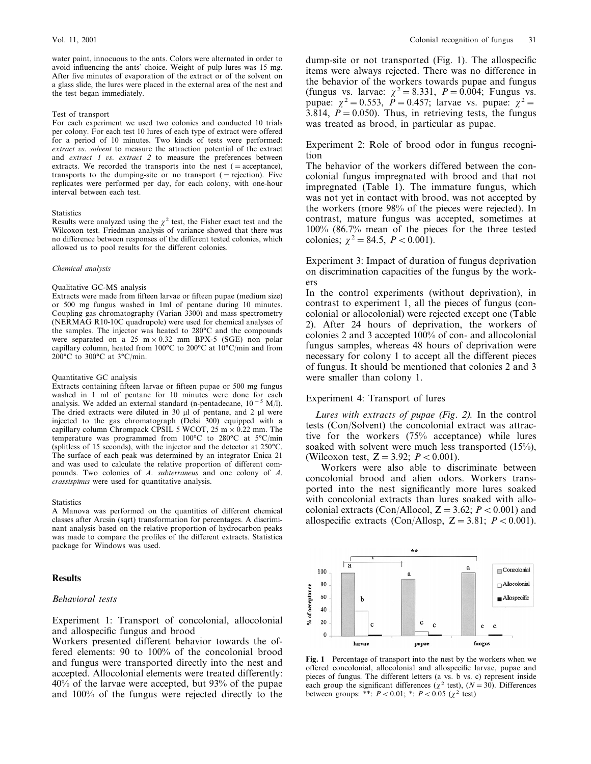water paint, innocuous to the ants. Colors were alternated in order to avoid influencing the ants' choice. Weight of pulp lures was 15 mg. After five minutes of evaporation of the extract or of the solvent on a glass slide, the lures were placed in the external area of the nest and the test began immediately.

Test of transport

For each experiment we used two colonies and conducted 10 trials per colony. For each test 10 lures of each type of extract were offered for a period of 10 minutes. Two kinds of tests were performed: *extract vs. solvent* to measure the attraction potential of the extract and *extract 1 vs. extract 2* to measure the preferences between extracts. We recorded the transports into the nest (= acceptance), transports to the dumping-site or no transport (= rejection). Five replicates were performed per day, for each colony, with one-hour interval between each test.

Statistics

Results were analyzed using the $\chi^2$ test, the Fisher exact test and the Wilcoxon test. Friedman analysis of variance showed that there was no difference between responses of the different tested colonies, which allowed us to pool results for the different colonies.

*Chemical analysis*

Qualitative GC-MS analysis

Extracts were made from fifteen larvae or fifteen pupae (medium size) or 500 mg fungus washed in 1ml of pentane during 10 minutes. Coupling gas chromatography (Varian 3300) and mass spectrometry (NERMAG R10-10C quadrupole) were used for chemical analyses of the samples. The injector was heated to 280°C and the compounds were separated on a 25 m × 0.32 mm BPX-5 (SGE) non polar capillary column, heated from 100°C to 200°C at 10°C/min and from 200°C to 300°C at 3°C/min.

Quantitative GC analysis

Extracts containing fifteen larvae or fifteen pupae or 500 mg fungus washed in 1 ml of pentane for 10 minutes were done for each analysis. We added an external standard (n-pentadecane, $10^{-5}$ M/l). The dried extracts were diluted in 30 µl of pentane, and 2 µl were injected to the gas chromatograph (Delsi 300) equipped with a capillary column Chrompack CPSIL 5 WCOT, 25 m × 0.22 mm. The temperature was programmed from 100°C to 280°C at 5°C/min (splitless of 15 seconds), with the injector and the detector at 250°C. The surface of each peak was determined by an integrator Enica 21 and was used to calculate the relative proportion of different compounds. Two colonies of *A. subterraneus* and one colony of *A. crassispinus* were used for quantitative analysis.

Statistics

A Manova was performed on the quantities of different chemical classes after Arcsin (sqrt) transformation for percentages. A discriminant analysis based on the relative proportion of hydrocarbon peaks was made to compare the profiles of the different extracts. Statistica package for Windows was used.

## Results

### *Behavioral tests*

Experiment 1: Transport of concolonial, allocolonial and allospecific fungus and brood

Workers presented different behavior towards the offered elements: 90 to 100% of the concolonial brood and fungus were transported directly into the nest and accepted. Allocolonial elements were treated differently: 40% of the larvae were accepted, but 93% of the pupae and 100% of the fungus were rejected directly to the dump-site or not transported (Fig. 1). The allospecific items were always rejected. There was no difference in the behavior of the workers towards pupae and fungus (fungus vs. larvae: $\chi^2 = 8.331$, $P = 0.004$; Fungus vs. pupae: $\chi^2 = 0.553$, $P = 0.457$; larvae vs. pupae: $\chi^2 = 3.814$, $P = 0.050$). Thus, in retrieving tests, the fungus was treated as brood, in particular as pupae.

Experiment 2: Role of brood odor in fungus recognition

The behavior of the workers differed between the concolonial fungus impregnated with brood and that not impregnated (Table 1). The immature fungus, which was not yet in contact with brood, was not accepted by the workers (more 98% of the pieces were rejected). In contrast, mature fungus was accepted, sometimes at 100% (86.7% mean of the pieces for the three tested colonies; $\chi^2 = 84.5$, $P < 0.001$).

Experiment 3: Impact of duration of fungus deprivation on discrimination capacities of the fungus by the workers

In the control experiments (without deprivation), in contrast to experiment 1, all the pieces of fungus (concolonial or allocolonial) were rejected except one (Table 2). After 24 hours of deprivation, the workers of colonies 2 and 3 accepted 100% of con- and allocolonial fungus samples, whereas 48 hours of deprivation were necessary for colony 1 to accept all the different pieces of fungus. It should be mentioned that colonies 2 and 3 were smaller than colony 1.

Experiment 4: Transport of lures

*Lures with extracts of pupae (Fig. 2).* In the control tests (Con/Solvent) the concolonial extract was attractive for the workers (75% acceptance) while lures soaked with solvent were much less transported (15%), (Wilcoxon test, $Z = 3.92$; $P < 0.001$).

Workers were also able to discriminate between concolonial brood and alien odors. Workers transported into the nest significantly more lures soaked with concolonial extracts than lures soaked with allocolonial extracts (Con/Allocol, $Z = 3.62$; $P < 0.001$) and allospecific extracts (Con/Allosp, $Z = 3.81$; $P < 0.001$).

**Fig. 1** Percentage of transport into the nest by the workers when we offered concolonial, allocolonial and allospecific larvae, pupae and pieces of fungus. The different letters (a vs. b vs. c) represent inside each group the significant differences ($\chi^2$ test), ($N = 30$). Differences between groups: **: $P < 0.01$; *: $P < 0.05$ ($\chi^2$ test)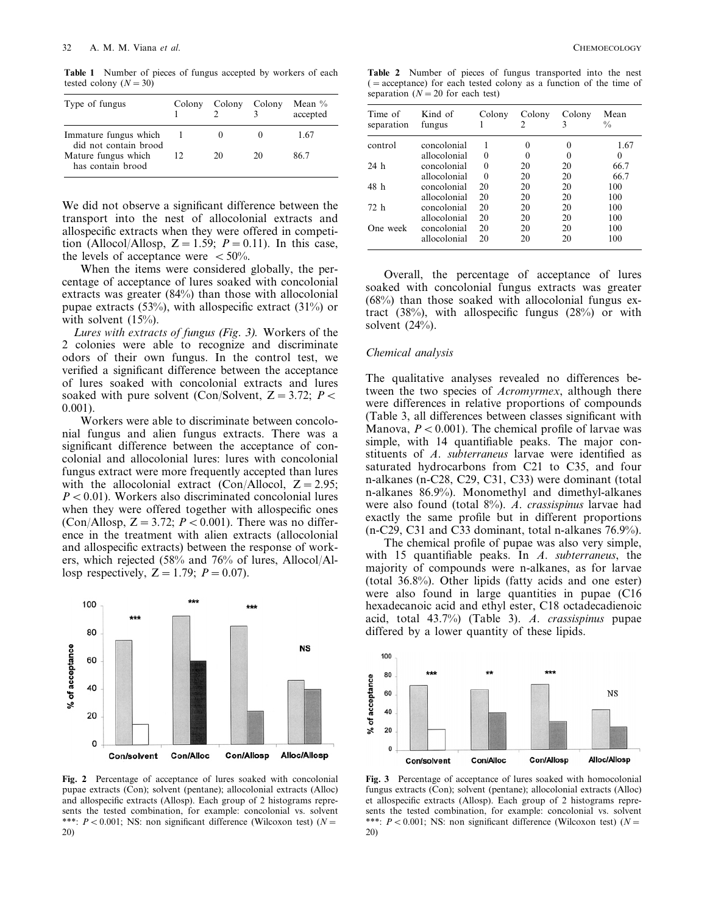**Table 1** Number of pieces of fungus accepted by workers of each tested colony ($N = 30$)

| Type of fungus | Colony 1 | Colony 2 | Colony 3 | Mean % accepted |
|---|---|---|---|---|
| Immature fungus which did not contain brood | 1 | 0 | 0 | 1.67 |
| Mature fungus which has contain brood | 12 | 20 | 20 | 86.7 |

We did not observe a significant difference between the transport into the nest of allocolonial extracts and allospecific extracts when they were offered in competition (Allocol/Allosp, $Z = 1.59$; $P = 0.11$). In this case, the levels of acceptance were $< 50\%$.

When the items were considered globally, the percentage of acceptance of lures soaked with concolonial extracts was greater (84%) than those with allocolonial pupae extracts (53%), with allospecific extract (31%) or with solvent (15%).

*Lures with extracts of fungus (Fig. 3).* Workers of the 2 colonies were able to recognize and discriminate odors of their own fungus. In the control test, we verified a significant difference between the acceptance of lures soaked with concolonial extracts and lures soaked with pure solvent (Con/Solvent, $Z = 3.72$; $P < 0.001$).

Workers were able to discriminate between concolonial fungus and alien fungus extracts. There was a significant difference between the acceptance of concolonial and allocolonial lures: lures with concolonial fungus extract were more frequently accepted than lures with the allocolonial extract (Con/Allocol, $Z = 2.95$; $P < 0.01$). Workers also discriminated concolonial lures when they were offered together with allospecific ones (Con/Allosp, $Z = 3.72$; $P < 0.001$). There was no difference in the treatment with alien extracts (allocolonial and allospecific extracts) between the response of workers, which rejected (58% and 76% of lures, Allocol/Allosp respectively, $Z = 1.79$; $P = 0.07$).

**Fig. 2** Percentage of acceptance of lures soaked with concolonial pupae extracts (Con); solvent (pentane); allocolonial extracts (Alloc) and allospecific extracts (Allosp). Each group of 2 histograms represents the tested combination, for example: concolonial vs. solvent ***: $P < 0.001$; NS: non significant difference (Wilcoxon test) ($N = 20$)

**Table 2** Number of pieces of fungus transported into the nest (= acceptance) for each tested colony as a function of the time of separation ($N = 20$ for each test)

| Time of separation | Kind of fungus | Colony 1 | Colony 2 | Colony 3 | Mean % |
|---|---|---|---|---|---|
| control | concolonial | 1 | 0 | 0 | 1.67 |
| | allocolonial | 0 | 0 | 0 | 0 |
| 24 h | concolonial | 0 | 20 | 20 | 66.7 |
| | allocolonial | 0 | 20 | 20 | 66.7 |
| 48 h | concolonial | 20 | 20 | 20 | 100 |
| | allocolonial | 20 | 20 | 20 | 100 |
| 72 h | concolonial | 20 | 20 | 20 | 100 |
| | allocolonial | 20 | 20 | 20 | 100 |
| One week | concolonial | 20 | 20 | 20 | 100 |
| | allocolonial | 20 | 20 | 20 | 100 |

Overall, the percentage of acceptance of lures soaked with concolonial fungus extracts was greater (68%) than those soaked with allocolonial fungus extract (38%), with allospecific fungus (28%) or with solvent (24%).

### Chemical analysis

The qualitative analyses revealed no differences between the two species of *Acromyrmex*, although there were differences in relative proportions of compounds (Table 3, all differences between classes significant with Manova, $P < 0.001$). The chemical profile of larvae was simple, with 14 quantifiable peaks. The major constituents of *A. subterraneus* larvae were identified as saturated hydrocarbons from C21 to C35, and four n-alkanes (n-C28, C29, C31, C33) were dominant (total n-alkanes 86.9%). Monomethyl and dimethyl-alkanes were also found (total 8%). *A. crassispinus* larvae had exactly the same profile but in different proportions (n-C29, C31 and C33 dominant, total n-alkanes 76.9%).

The chemical profile of pupae was also very simple, with 15 quantifiable peaks. In *A. subterraneus*, the majority of compounds were n-alkanes, as for larvae (total 36.8%). Other lipids (fatty acids and one ester) were also found in large quantities in pupae (C16 hexadecanoic acid and ethyl ester, C18 octadecadienoic acid, total 43.7%) (Table 3). *A. crassispinus* pupae differed by a lower quantity of these lipids.

**Fig. 3** Percentage of acceptance of lures soaked with homocolonial fungus extracts (Con); solvent (pentane); allocolonial extracts (Alloc) et allospecific extracts (Allosp). Each group of 2 histograms represents the tested combination, for example: concolonial vs. solvent ***: $P < 0.001$; NS: non significant difference (Wilcoxon test) ($N = 20$)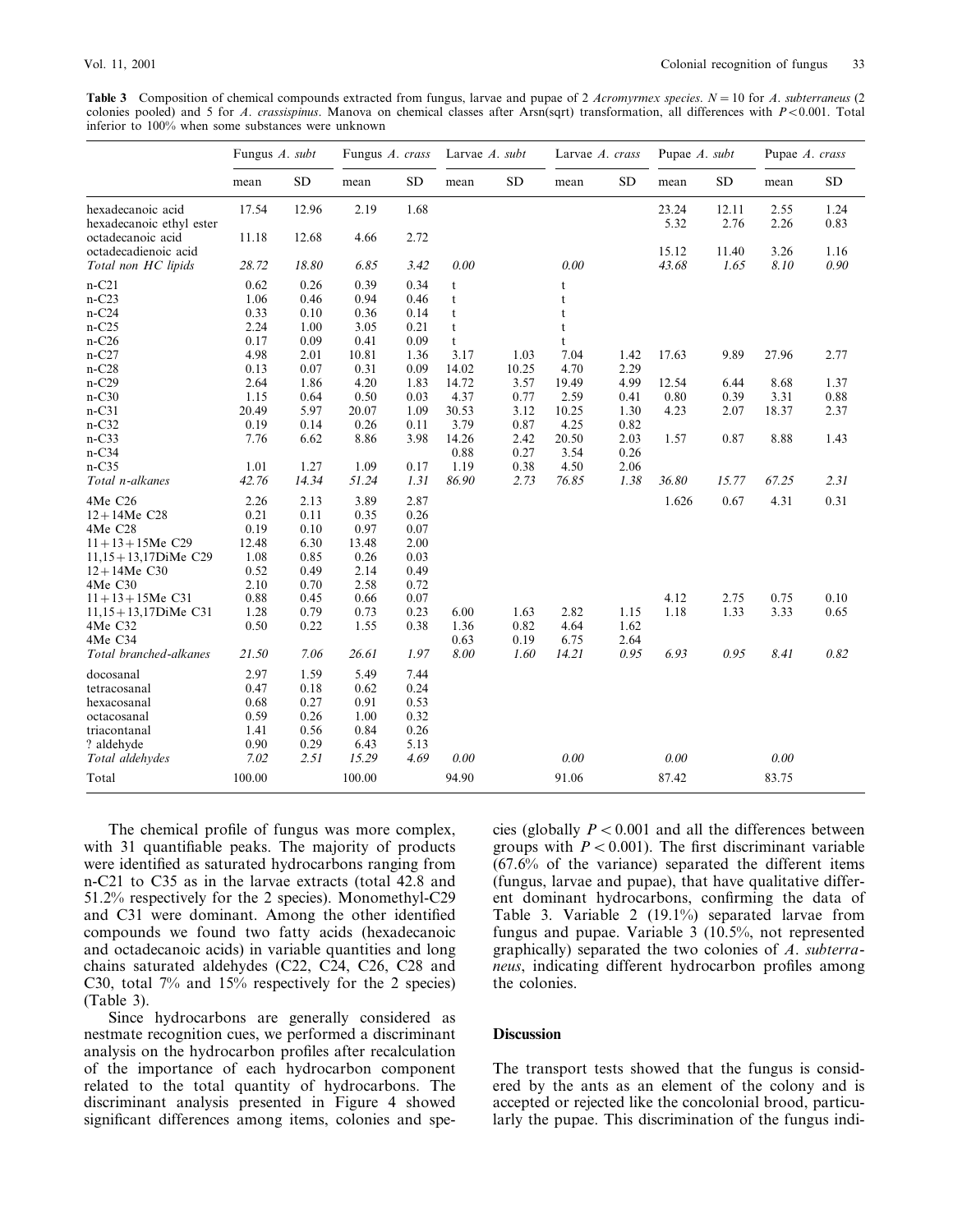**Table 3** Composition of chemical compounds extracted from fungus, larvae and pupae of 2 *Acromyrmex species*. $N = 10$ for *A. subterraneus* (2 colonies pooled) and 5 for *A. crassispinus*. Manova on chemical classes after Arsn(sqrt) transformation, all differences with $P < 0.001$. Total inferior to 100% when some substances were unknown

| | Fungus *A. subt* | | Fungus *A. crass* | | Larvae *A. subt* | | Larvae *A. crass* | | Pupae *A. subt* | | Pupae *A. crass* | |
|---|---|---|---|---|---|---|---|---|---|---|---|---|
| | mean | SD | mean | SD | mean | SD | mean | SD | mean | SD | mean | SD |
| hexadecanoic acid | 17.54 | 12.96 | 2.19 | 1.68 | | | | | 23.24 | 12.11 | 2.55 | 1.24 |
| hexadecanoic ethyl ester | | | | | | | | | 5.32 | 2.76 | 2.26 | 0.83 |
| octadecanoic acid | 11.18 | 12.68 | 4.66 | 2.72 | | | | | | | | |
| octadecadienoic acid | | | | | | | | | 15.12 | 11.40 | 3.26 | 1.16 |
| *Total non HC lipids* | *28.72* | *18.80* | *6.85* | *3.42* | *0.00* | | *0.00* | | *43.68* | *1.65* | *8.10* | *0.90* |
| n-C21 | 0.62 | 0.26 | 0.39 | 0.34 | t | | t | | | | | |
| n-C23 | 1.06 | 0.46 | 0.94 | 0.46 | t | | t | | | | | |
| n-C24 | 0.33 | 0.10 | 0.36 | 0.14 | t | | t | | | | | |
| n-C25 | 2.24 | 1.00 | 3.05 | 0.21 | t | | t | | | | | |
| n-C26 | 0.17 | 0.09 | 0.41 | 0.09 | t | | t | | | | | |
| n-C27 | 4.98 | 2.01 | 10.81 | 1.36 | 3.17 | 1.03 | 7.04 | 1.42 | 17.63 | 9.89 | 27.96 | 2.77 |
| n-C28 | 0.13 | 0.07 | 0.31 | 0.09 | 14.02 | 10.25 | 4.70 | 2.29 | | | | |
| n-C29 | 2.64 | 1.86 | 4.20 | 1.83 | 14.72 | 3.57 | 19.49 | 4.99 | 12.54 | 6.44 | 8.68 | 1.37 |
| n-C30 | 1.15 | 0.64 | 0.50 | 0.03 | 4.37 | 0.77 | 2.59 | 0.41 | 0.80 | 0.39 | 3.31 | 0.88 |
| n-C31 | 20.49 | 5.97 | 20.07 | 1.09 | 30.53 | 3.12 | 10.25 | 1.30 | 4.23 | 2.07 | 18.37 | 2.37 |
| n-C32 | 0.19 | 0.14 | 0.26 | 0.11 | 3.79 | 0.87 | 4.25 | 0.82 | | | | |
| n-C33 | 7.76 | 6.62 | 8.86 | 3.98 | 14.26 | 2.42 | 20.50 | 2.03 | 1.57 | 0.87 | 8.88 | 1.43 |
| n-C34 | | | | | 0.88 | 0.27 | 3.54 | 0.26 | | | | |
| n-C35 | 1.01 | 1.27 | 1.09 | 0.17 | 1.19 | 0.38 | 4.50 | 2.06 | | | | |
| *Total n-alkanes* | *42.76* | *14.34* | *51.24* | *1.31* | *86.90* | *2.73* | *76.85* | *1.38* | *36.80* | *15.77* | *67.25* | *2.31* |
| 4Me C26 | 2.26 | 2.13 | 3.89 | 2.87 | | | | | 1.626 | 0.67 | 4.31 | 0.31 |
| 12+14Me C28 | 0.21 | 0.11 | 0.35 | 0.26 | | | | | | | | |
| 4Me C28 | 0.19 | 0.10 | 0.97 | 0.07 | | | | | | | | |
| 11+13+15Me C29 | 12.48 | 6.30 | 13.48 | 2.00 | | | | | | | | |
| 11,15+13,17DiMe C29 | 1.08 | 0.85 | 0.26 | 0.03 | | | | | | | | |
| 12+14Me C30 | 0.52 | 0.49 | 2.14 | 0.49 | | | | | | | | |
| 4Me C30 | 2.10 | 0.70 | 2.58 | 0.72 | | | | | | | | |
| 11+13+15Me C31 | 0.88 | 0.45 | 0.66 | 0.07 | | | | | 4.12 | 2.75 | 0.75 | 0.10 |
| 11,15+13,17DiMe C31 | 1.28 | 0.79 | 0.73 | 0.23 | 6.00 | 1.63 | 2.82 | 1.15 | 1.18 | 1.33 | 3.33 | 0.65 |
| 4Me C32 | 0.50 | 0.22 | 1.55 | 0.38 | 1.36 | 0.82 | 4.64 | 1.62 | | | | |
| 4Me C34 | | | | | 0.63 | 0.19 | 6.75 | 2.64 | | | | |
| *Total branched-alkanes* | *21.50* | *7.06* | *26.61* | *1.97* | *8.00* | *1.60* | *14.21* | *0.95* | *6.93* | *0.95* | *8.41* | *0.82* |
| docosanal | 2.97 | 1.59 | 5.49 | 7.44 | | | | | | | | |
| tetracosanal | 0.47 | 0.18 | 0.62 | 0.24 | | | | | | | | |
| hexacosanal | 0.68 | 0.27 | 0.91 | 0.53 | | | | | | | | |
| octacosanal | 0.59 | 0.26 | 1.00 | 0.32 | | | | | | | | |
| triacontanal | 1.41 | 0.56 | 0.84 | 0.26 | | | | | | | | |
| ? aldehyde | 0.90 | 0.29 | 6.43 | 5.13 | | | | | | | | |
| *Total aldehydes* | *7.02* | *2.51* | *15.29* | *4.69* | *0.00* | | *0.00* | | *0.00* | | *0.00* | |
| Total | 100.00 | | 100.00 | | 94.90 | | 91.06 | | 87.42 | | 83.75 | |

The chemical profile of fungus was more complex, with 31 quantifiable peaks. The majority of products were identified as saturated hydrocarbons ranging from n-C21 to C35 as in the larvae extracts (total 42.8 and 51.2% respectively for the 2 species). Monomethyl-C29 and C31 were dominant. Among the other identified compounds we found two fatty acids (hexadecanoic and octadecanoic acids) in variable quantities and long chains saturated aldehydes (C22, C24, C26, C28 and C30, total 7% and 15% respectively for the 2 species) (Table 3).

Since hydrocarbons are generally considered as nestmate recognition cues, we performed a discriminant analysis on the hydrocarbon profiles after recalculation of the importance of each hydrocarbon component related to the total quantity of hydrocarbons. The discriminant analysis presented in Figure 4 showed significant differences among items, colonies and species (globally $P < 0.001$ and all the differences between groups with $P < 0.001$). The first discriminant variable (67.6% of the variance) separated the different items (fungus, larvae and pupae), that have qualitative different dominant hydrocarbons, confirming the data of Table 3. Variable 2 (19.1%) separated larvae from fungus and pupae. Variable 3 (10.5%, not represented graphically) separated the two colonies of *A. subterraneus*, indicating different hydrocarbon profiles among the colonies.

## Discussion

The transport tests showed that the fungus is considered by the ants as an element of the colony and is accepted or rejected like the concolonial brood, particularly the pupae. This discrimination of the fungus indi-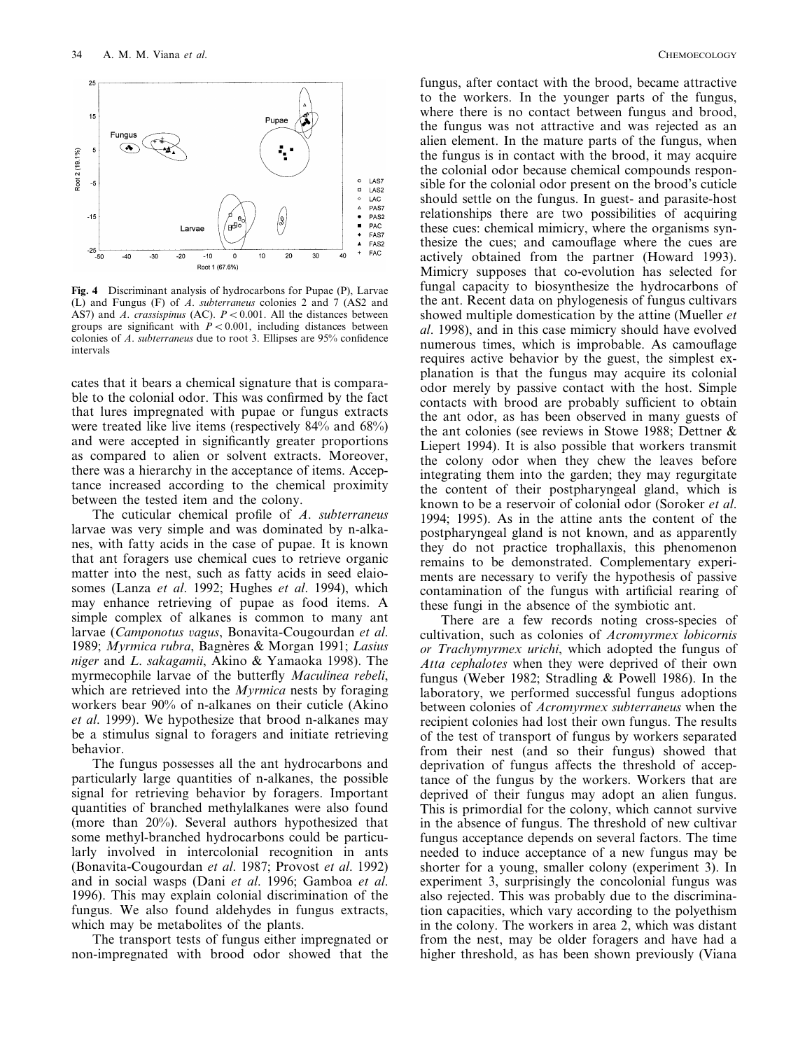**Fig. 4** Discriminant analysis of hydrocarbons for Pupae (P), Larvae (L) and Fungus (F) of *A. subterraneus* colonies 2 and 7 (AS2 and AS7) and *A. crassispinus* (AC). $P < 0.001$. All the distances between groups are significant with $P < 0.001$, including distances between colonies of *A. subterraneus* due to root 3. Ellipses are 95% confidence intervals

cates that it bears a chemical signature that is comparable to the colonial odor. This was confirmed by the fact that lures impregnated with pupae or fungus extracts were treated like live items (respectively 84% and 68%) and were accepted in significantly greater proportions as compared to alien or solvent extracts. Moreover, there was a hierarchy in the acceptance of items. Acceptance increased according to the chemical proximity between the tested item and the colony.

The cuticular chemical profile of *A. subterraneus* larvae was very simple and was dominated by n-alkanes, with fatty acids in the case of pupae. It is known that ant foragers use chemical cues to retrieve organic matter into the nest, such as fatty acids in seed elaiosomes (Lanza *et al*. 1992; Hughes *et al*. 1994), which may enhance retrieving of pupae as food items. A simple complex of alkanes is common to many ant larvae (*Camponotus vagus*, Bonavita-Cougourdan *et al*. 1989; *Myrmica rubra*, Bagnères & Morgan 1991; *Lasius niger* and *L. sakagamii*, Akino & Yamaoka 1998). The myrmecophile larvae of the butterfly *Maculinea rebeli*, which are retrieved into the *Myrmica* nests by foraging workers bear 90% of n-alkanes on their cuticle (Akino *et al*. 1999). We hypothesize that brood n-alkanes may be a stimulus signal to foragers and initiate retrieving behavior.

The fungus possesses all the ant hydrocarbons and particularly large quantities of n-alkanes, the possible signal for retrieving behavior by foragers. Important quantities of branched methylalkanes were also found (more than 20%). Several authors hypothesized that some methyl-branched hydrocarbons could be particularly involved in intercolonial recognition in ants (Bonavita-Cougourdan *et al*. 1987; Provost *et al*. 1992) and in social wasps (Dani *et al*. 1996; Gamboa *et al*. 1996). This may explain colonial discrimination of the fungus. We also found aldehydes in fungus extracts, which may be metabolites of the plants.

The transport tests of fungus either impregnated or non-impregnated with brood odor showed that the fungus, after contact with the brood, became attractive to the workers. In the younger parts of the fungus, where there is no contact between fungus and brood, the fungus was not attractive and was rejected as an alien element. In the mature parts of the fungus, when the fungus is in contact with the brood, it may acquire the colonial odor because chemical compounds responsible for the colonial odor present on the brood's cuticle should settle on the fungus. In guest- and parasite-host relationships there are two possibilities of acquiring these cues: chemical mimicry, where the organisms synthesize the cues; and camouflage where the cues are actively obtained from the partner (Howard 1993). Mimicry supposes that co-evolution has selected for fungal capacity to biosynthesize the hydrocarbons of the ant. Recent data on phylogenesis of fungus cultivars showed multiple domestication by the attine (Mueller *et al*. 1998), and in this case mimicry should have evolved numerous times, which is improbable. As camouflage requires active behavior by the guest, the simplest explanation is that the fungus may acquire its colonial odor merely by passive contact with the host. Simple contacts with brood are probably sufficient to obtain the ant odor, as has been observed in many guests of the ant colonies (see reviews in Stowe 1988; Dettner & Liepert 1994). It is also possible that workers transmit the colony odor when they chew the leaves before integrating them into the garden; they may regurgitate the content of their postpharyngeal gland, which is known to be a reservoir of colonial odor (Soroker *et al*. 1994; 1995). As in the attine ants the content of the postpharyngeal gland is not known, and as apparently they do not practice trophallaxis, this phenomenon remains to be demonstrated. Complementary experiments are necessary to verify the hypothesis of passive contamination of the fungus with artificial rearing of these fungi in the absence of the symbiotic ant.

There are a few records noting cross-species of cultivation, such as colonies of *Acromyrmex lobicornis or Trachymyrmex urichi*, which adopted the fungus of *Atta cephalotes* when they were deprived of their own fungus (Weber 1982; Stradling & Powell 1986). In the laboratory, we performed successful fungus adoptions between colonies of *Acromyrmex subterraneus* when the recipient colonies had lost their own fungus. The results of the test of transport of fungus by workers separated from their nest (and so their fungus) showed that deprivation of fungus affects the threshold of acceptance of the fungus by the workers. Workers that are deprived of their fungus may adopt an alien fungus. This is primordial for the colony, which cannot survive in the absence of fungus. The threshold of new cultivar fungus acceptance depends on several factors. The time needed to induce acceptance of a new fungus may be shorter for a young, smaller colony (experiment 3). In experiment 3, surprisingly the concolonial fungus was also rejected. This was probably due to the discrimination capacities, which vary according to the polyethism in the colony. The workers in area 2, which was distant from the nest, may be older foragers and have had a higher threshold, as has been shown previously (Viana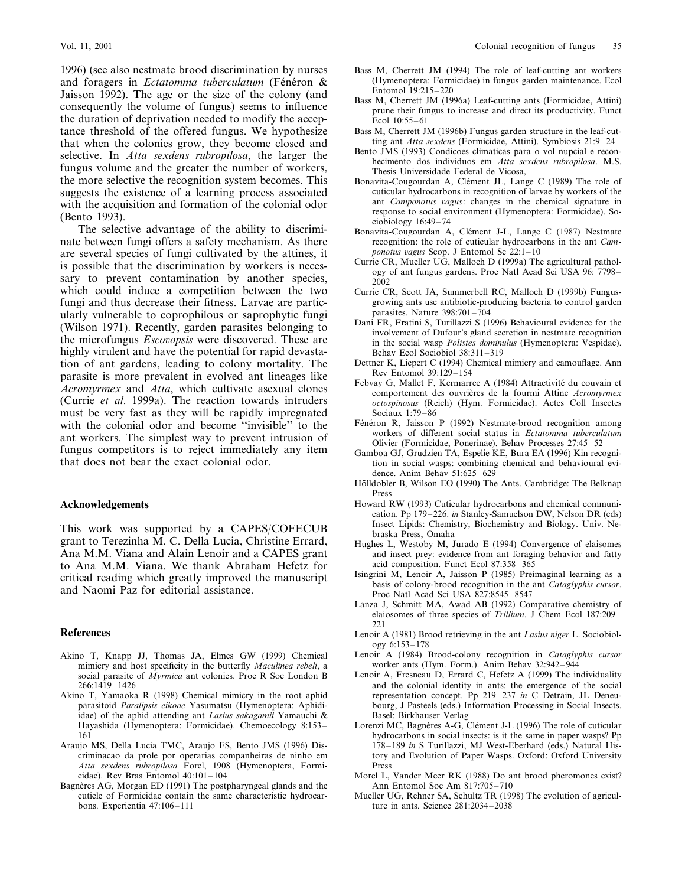1996) (see also nestmate brood discrimination by nurses and foragers in *Ectatomma tuberculatum* (Fénéron & Jaisson 1992). The age or the size of the colony (and consequently the volume of fungus) seems to influence the duration of deprivation needed to modify the acceptance threshold of the offered fungus. We hypothesize that when the colonies grow, they become closed and selective. In *Atta sexdens rubropilosa*, the larger the fungus volume and the greater the number of workers, the more selective the recognition system becomes. This suggests the existence of a learning process associated with the acquisition and formation of the colonial odor (Bento 1993).

The selective advantage of the ability to discriminate between fungi offers a safety mechanism. As there are several species of fungi cultivated by the attines, it is possible that the discrimination by workers is necessary to prevent contamination by another species, which could induce a competition between the two fungi and thus decrease their fitness. Larvae are particularly vulnerable to coprophilous or saprophytic fungi (Wilson 1971). Recently, garden parasites belonging to the microfungus *Escovopsis* were discovered. These are highly virulent and have the potential for rapid devastation of ant gardens, leading to colony mortality. The parasite is more prevalent in evolved ant lineages like *Acromyrmex* and *Atta*, which cultivate asexual clones (Currie *et al*. 1999a). The reaction towards intruders must be very fast as they will be rapidly impregnated with the colonial odor and become "invisible" to the ant workers. The simplest way to prevent intrusion of fungus competitors is to reject immediately any item that does not bear the exact colonial odor.

## Acknowledgements

This work was supported by a CAPES/COFECUB grant to Terezinha M. C. Della Lucia, Christine Errard, Ana M.M. Viana and Alain Lenoir and a CAPES grant to Ana M.M. Viana. We thank Abraham Hefetz for critical reading which greatly improved the manuscript and Naomi Paz for editorial assistance.

## References

Akino T, Knapp JJ, Thomas JA, Elmes GW (1999) Chemical mimicry and host specificity in the butterfly *Maculinea rebeli*, a social parasite of *Myrmica* ant colonies. Proc R Soc London B 266:1419–1426

Akino T, Yamaoka R (1998) Chemical mimicry in the root aphid parasitoid *Paralipsis eikoae* Yasumatsu (Hymenoptera: Aphidiidae) of the aphid attending ant *Lasius sakagamii* Yamauchi & Hayashida (Hymenoptera: Formicidae). Chemoecology 8:153–161

Araujo MS, Della Lucia TMC, Araujo FS, Bento JMS (1996) Discriminacao da prole por operarias companheiras de ninho em *Atta sexdens rubropilosa* Forel, 1908 (Hymenoptera, Formicidae). Rev Bras Entomol 40:101–104

Bagnères AG, Morgan ED (1991) The postpharyngeal glands and the cuticle of Formicidae contain the same characteristic hydrocarbons. Experientia 47:106–111

Bass M, Cherrett JM (1994) The role of leaf-cutting ant workers (Hymenoptera: Formicidae) in fungus garden maintenance. Ecol Entomol 19:215–220

Bass M, Cherrett JM (1996a) Leaf-cutting ants (Formicidae, Attini) prune their fungus to increase and direct its productivity. Funct Ecol 10:55–61

Bass M, Cherrett JM (1996b) Fungus garden structure in the leaf-cutting ant *Atta sexdens* (Formicidae, Attini). Symbiosis 21:9–24

Bento JMS (1993) Condicoes climaticas para o vol nupcial e reconhecimento dos individuos em *Atta sexdens rubropilosa*. M.S. Thesis Universidade Federal de Vicosa,

Bonavita-Cougourdan A, Clément JL, Lange C (1989) The role of cuticular hydrocarbons in recognition of larvae by workers of the ant *Camponotus vagus*: changes in the chemical signature in response to social environment (Hymenoptera: Formicidae). Sociobiology 16:49–74

Bonavita-Cougourdan A, Clément J-L, Lange C (1987) Nestmate recognition: the role of cuticular hydrocarbons in the ant *Camponotus vagus* Scop. J Entomol Sc 22:1–10

Currie CR, Mueller UG, Malloch D (1999a) The agricultural pathology of ant fungus gardens. Proc Natl Acad Sci USA 96: 7798–2002

Currie CR, Scott JA, Summerbell RC, Malloch D (1999b) Fungus-growing ants use antibiotic-producing bacteria to control garden parasites. Nature 398:701–704

Dani FR, Fratini S, Turillazzi S (1996) Behavioural evidence for the involvement of Dufour's gland secretion in nestmate recognition in the social wasp *Polistes dominulus* (Hymenoptera: Vespidae). Behav Ecol Sociobiol 38:311–319

Dettner K, Liepert C (1994) Chemical mimicry and camouflage. Ann Rev Entomol 39:129–154

Febvay G, Mallet F, Kermarrec A (1984) Attractivité du couvain et comportement des ouvrières de la fourmi Attine *Acromyrmex octospinosus* (Reich) (Hym. Formicidae). Actes Coll Insectes Sociaux 1:79–86

Fénéron R, Jaisson P (1992) Nestmate-brood recognition among workers of different social status in *Ectatomma tuberculatum* Olivier (Formicidae, Ponerinae). Behav Processes 27:45–52

Gamboa GJ, Grudzien TA, Espelie KE, Bura EA (1996) Kin recognition in social wasps: combining chemical and behavioural evidence. Anim Behav 51:625–629

Hölldobler B, Wilson EO (1990) The Ants. Cambridge: The Belknap Press

Howard RW (1993) Cuticular hydrocarbons and chemical communication. Pp 179–226. *in* Stanley-Samuelson DW, Nelson DR (eds) Insect Lipids: Chemistry, Biochemistry and Biology. Univ. Nebraska Press, Omaha

Hughes L, Westoby M, Jurado E (1994) Convergence of elaisomes and insect prey: evidence from ant foraging behavior and fatty acid composition. Funct Ecol 87:358–365

Isingrini M, Lenoir A, Jaisson P (1985) Preimaginal learning as a basis of colony-brood recognition in the ant *Cataglyphis cursor*. Proc Natl Acad Sci USA 827:8545–8547

Lanza J, Schmitt MA, Awad AB (1992) Comparative chemistry of elaiosomes of three species of *Trillium*. J Chem Ecol 187:209–221

Lenoir A (1981) Brood retrieving in the ant *Lasius niger* L. Sociobiology 6:153–178

Lenoir A (1984) Brood-colony recognition in *Cataglyphis cursor* worker ants (Hym. Form.). Anim Behav 32:942–944

Lenoir A, Fresneau D, Errard C, Hefetz A (1999) The individuality and the colonial identity in ants: the emergence of the social representation concept. Pp 219–237 *in* C Detrain, JL Deneubourg, J Pasteels (eds.) Information Processing in Social Insects. Basel: Birkhauser Verlag

Lorenzi MC, Bagnères A-G, Clément J-L (1996) The role of cuticular hydrocarbons in social insects: is it the same in paper wasps? Pp 178–189 *in* S Turillazzi, MJ West-Eberhard (eds.) Natural History and Evolution of Paper Wasps. Oxford: Oxford University Press

Morel L, Vander Meer RK (1988) Do ant brood pheromones exist? Ann Entomol Soc Am 817:705–710

Mueller UG, Rehner SA, Schultz TR (1998) The evolution of agriculture in ants. Science 281:2034–2038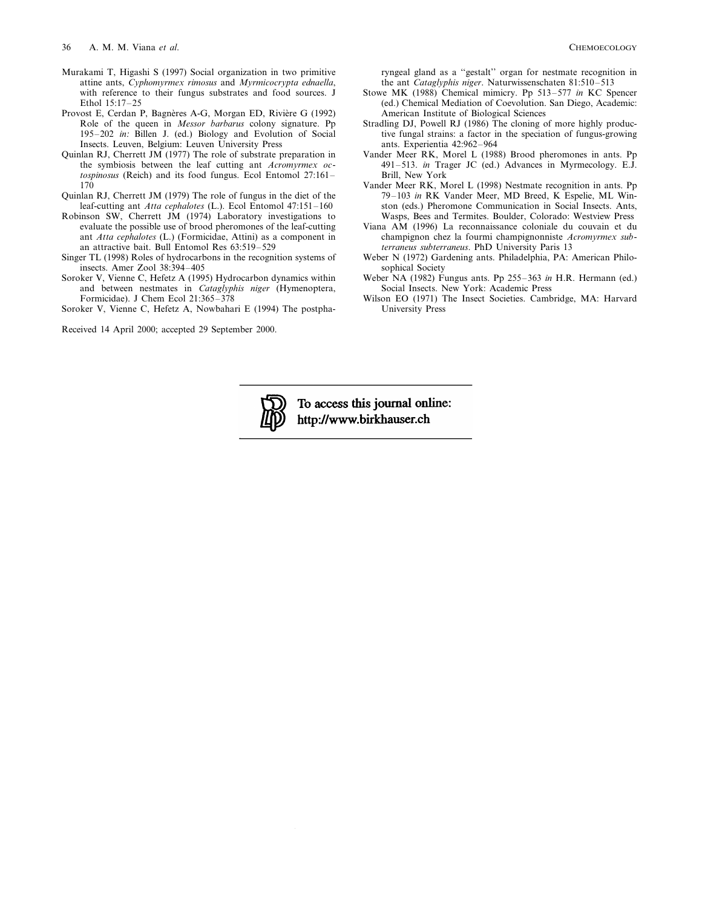Murakami T, Higashi S (1997) Social organization in two primitive attine ants, *Cyphomyrmex rimosus* and *Myrmicocrypta ednaella*, with reference to their fungus substrates and food sources. J Ethol 15:17–25

Provost E, Cerdan P, Bagnères A-G, Morgan ED, Rivière G (1992) Role of the queen in *Messor barbarus* colony signature. Pp 195–202 *in:* Billen J. (ed.) Biology and Evolution of Social Insects. Leuven, Belgium: Leuven University Press

Quinlan RJ, Cherrett JM (1977) The role of substrate preparation in the symbiosis between the leaf cutting ant *Acromyrmex octospinosus* (Reich) and its food fungus. Ecol Entomol 27:161–170

Quinlan RJ, Cherrett JM (1979) The role of fungus in the diet of the leaf-cutting ant *Atta cephalotes* (L.). Ecol Entomol 47:151–160

Robinson SW, Cherrett JM (1974) Laboratory investigations to evaluate the possible use of brood pheromones of the leaf-cutting ant *Atta cephalotes* (L.) (Formicidae, Attini) as a component in an attractive bait. Bull Entomol Res 63:519–529

Singer TL (1998) Roles of hydrocarbons in the recognition systems of insects. Amer Zool 38:394–405

Soroker V, Vienne C, Hefetz A (1995) Hydrocarbon dynamics within and between nestmates in *Cataglyphis niger* (Hymenoptera, Formicidae). J Chem Ecol 21:365–378

Soroker V, Vienne C, Hefetz A, Nowbahari E (1994) The postpharyngeal gland as a "gestalt" organ for nestmate recognition in the ant *Cataglyphis niger*. Naturwissenschaten 81:510–513

Stowe MK (1988) Chemical mimicry. Pp 513–577 *in* KC Spencer (ed.) Chemical Mediation of Coevolution. San Diego, Academic: American Institute of Biological Sciences

Stradling DJ, Powell RJ (1986) The cloning of more highly productive fungal strains: a factor in the speciation of fungus-growing ants. Experientia 42:962–964

Vander Meer RK, Morel L (1988) Brood pheromones in ants. Pp 491–513. *in* Trager JC (ed.) Advances in Myrmecology. E.J. Brill, New York

Vander Meer RK, Morel L (1998) Nestmate recognition in ants. Pp 79–103 *in* RK Vander Meer, MD Breed, K Espelie, ML Winston (eds.) Pheromone Communication in Social Insects. Ants, Wasps, Bees and Termites. Boulder, Colorado: Westview Press

Viana AM (1996) La reconnaissance coloniale du couvain et du champignon chez la fourmi champignonniste *Acromyrmex subterraneus subterraneus*. PhD University Paris 13

Weber N (1972) Gardening ants. Philadelphia, PA: American Philosophical Society

Weber NA (1982) Fungus ants. Pp 255–363 *in* H.R. Hermann (ed.) Social Insects. New York: Academic Press

Wilson EO (1971) The Insect Societies. Cambridge, MA: Harvard University Press

Received 14 April 2000; accepted 29 September 2000.

To access this journal online:
http://www.birkhauser.ch